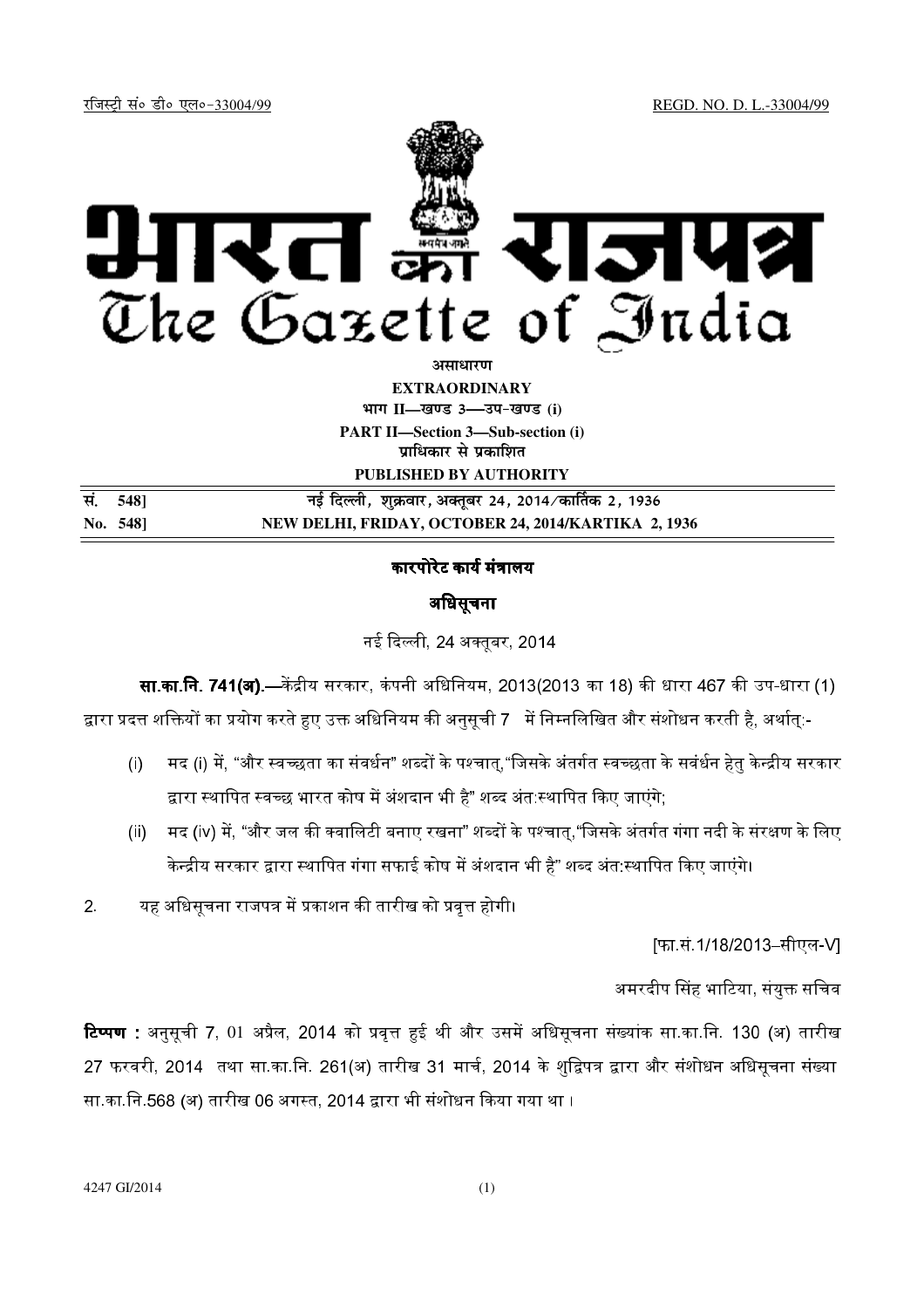रजिस्ट्री सं० डी० एल०-33004/99 REGD. NO. D. L.-33004/99

# भारत का राजपत्र
# The Gazette of India

**असाधारण**
**EXTRAORDINARY**
**भाग II—खण्ड 3—उप-खण्ड (i)**
**PART II—Section 3—Sub-section (i)**
**प्राधिकार से प्रकाशित**
**PUBLISHED BY AUTHORITY**

| | |
|---|---|
| **सं. 548]** | **नई दिल्ली, शुक्रवार, अक्तूबर 24, 2014/कार्तिक 2, 1936** |
| **No. 548]** | **NEW DELHI, FRIDAY, OCTOBER 24, 2014/KARTIKA 2, 1936** |

## कारपोरेट कार्य मंत्रालय

## अधिसूचना

नई दिल्ली, 24 अक्तूबर, 2014

**सा.का.नि. 741(अ).—**केंद्रीय सरकार, कंपनी अधिनियम, 2013(2013 का 18) की धारा 467 की उप-धारा (1) द्वारा प्रदत्त शक्तियों का प्रयोग करते हुए उक्त अधिनियम की अनुसूची 7 में निम्नलिखित और संशोधन करती है, अर्थात्:-

(i) मद (i) में, "और स्वच्छता का संवर्धन" शब्दों के पश्चात्,"जिसके अंतर्गत स्वच्छता के सवंर्धन हेतु केन्द्रीय सरकार द्वारा स्थापित स्वच्छ भारत कोष में अंशदान भी है" शब्द अंत:स्थापित किए जाएंगे;

(ii) मद (iv) में, "और जल की क्वालिटी बनाए रखना" शब्दों के पश्चात्,"जिसके अंतर्गत गंगा नदी के संरक्षण के लिए केन्द्रीय सरकार द्वारा स्थापित गंगा सफाई कोष में अंशदान भी है" शब्द अंत:स्थापित किए जाएंगे।

2. यह अधिसूचना राजपत्र में प्रकाशन की तारीख को प्रवृत्त होगी।

[फा.सं.1/18/2013–सीएल-V]

अमरदीप सिंह भाटिया, संयुक्त सचिव

**टिप्पण :** अनुसूची 7, 01 अप्रैल, 2014 को प्रवृत्त हुई थी और उसमें अधिसूचना संख्यांक सा.का.नि. 130 (अ) तारीख 27 फरवरी, 2014 तथा सा.का.नि. 261(अ) तारीख 31 मार्च, 2014 के शुद्धिपत्र द्वारा और संशोधन अधिसूचना संख्या सा.का.नि.568 (अ) तारीख 06 अगस्त, 2014 द्वारा भी संशोधन किया गया था ।

4247 GI/2014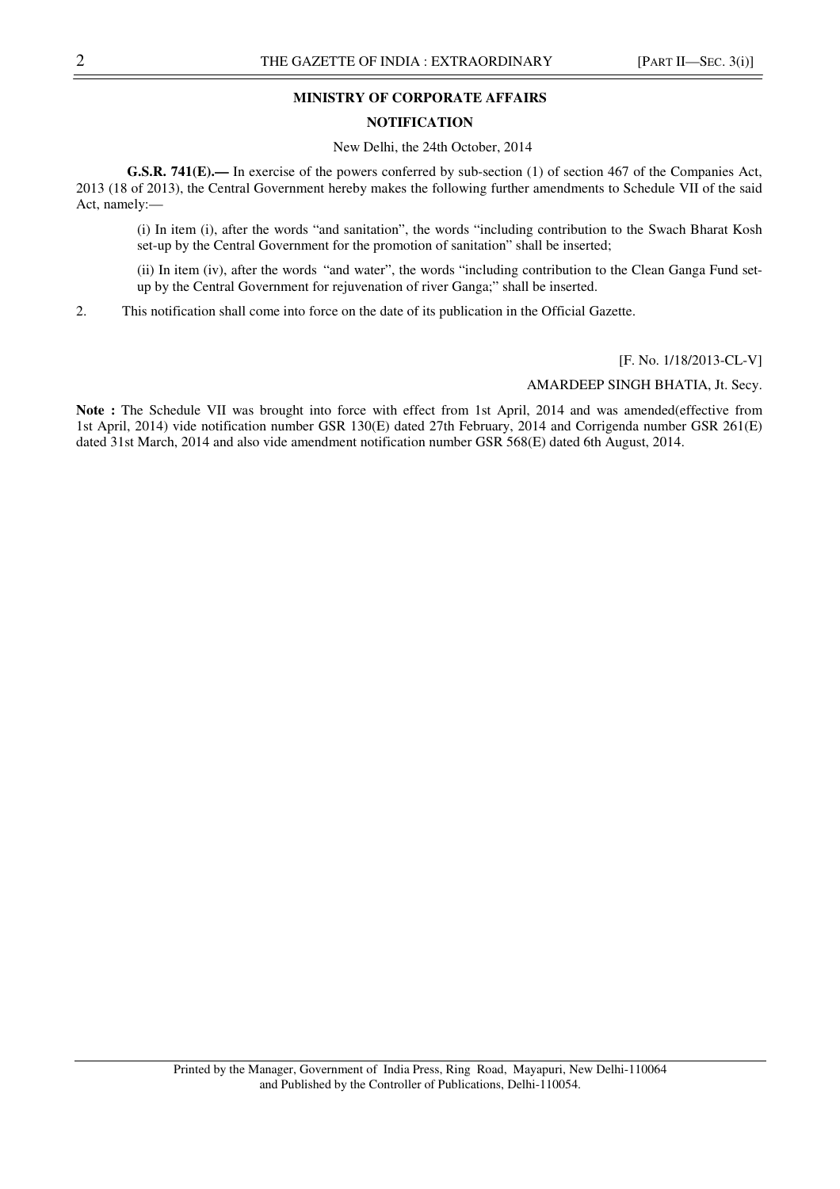**MINISTRY OF CORPORATE AFFAIRS**

**NOTIFICATION**

New Delhi, the 24th October, 2014

**G.S.R. 741(E).—** In exercise of the powers conferred by sub-section (1) of section 467 of the Companies Act, 2013 (18 of 2013), the Central Government hereby makes the following further amendments to Schedule VII of the said Act, namely:—

(i) In item (i), after the words "and sanitation", the words "including contribution to the Swach Bharat Kosh set-up by the Central Government for the promotion of sanitation" shall be inserted;

(ii) In item (iv), after the words "and water", the words "including contribution to the Clean Ganga Fund set-up by the Central Government for rejuvenation of river Ganga;" shall be inserted.

2. This notification shall come into force on the date of its publication in the Official Gazette.

[F. No. 1/18/2013-CL-V]

AMARDEEP SINGH BHATIA, Jt. Secy.

**Note :** The Schedule VII was brought into force with effect from 1st April, 2014 and was amended(effective from 1st April, 2014) vide notification number GSR 130(E) dated 27th February, 2014 and Corrigenda number GSR 261(E) dated 31st March, 2014 and also vide amendment notification number GSR 568(E) dated 6th August, 2014.

Printed by the Manager, Government of India Press, Ring Road, Mayapuri, New Delhi-110064
and Published by the Controller of Publications, Delhi-110054.